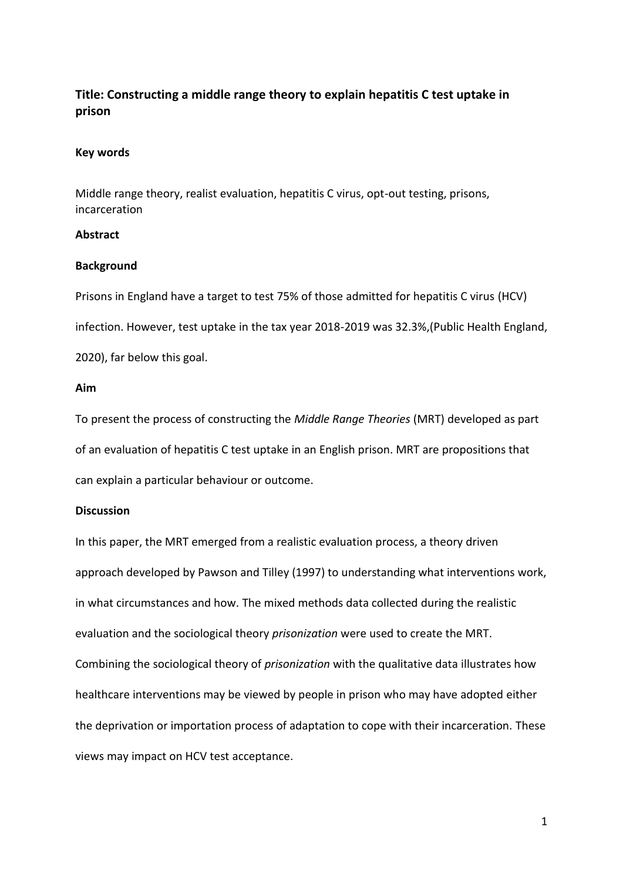# Title: Constructing a middle range theory to explain hepatitis C test uptake in prison

### Key words

Middle range theory, realist evaluation, hepatitis C virus, opt-out testing, prisons, incarceration

### Abstract

### Background

Prisons in England have a target to test 75% of those admitted for hepatitis C virus (HCV) infection. However, test uptake in the tax year 2018-2019 was 32.3%,(Public Health England, 2020), far below this goal.

### Aim

To present the process of constructing the *Middle Range Theories* (MRT) developed as part of an evaluation of hepatitis C test uptake in an English prison. MRT are propositions that can explain a particular behaviour or outcome.

### Discussion

In this paper, the MRT emerged from a realistic evaluation process, a theory driven approach developed by Pawson and Tilley (1997) to understanding what interventions work, in what circumstances and how. The mixed methods data collected during the realistic evaluation and the sociological theory *prisonization* were used to create the MRT. Combining the sociological theory of *prisonization* with the qualitative data illustrates how healthcare interventions may be viewed by people in prison who may have adopted either the deprivation or importation process of adaptation to cope with their incarceration. These views may impact on HCV test acceptance.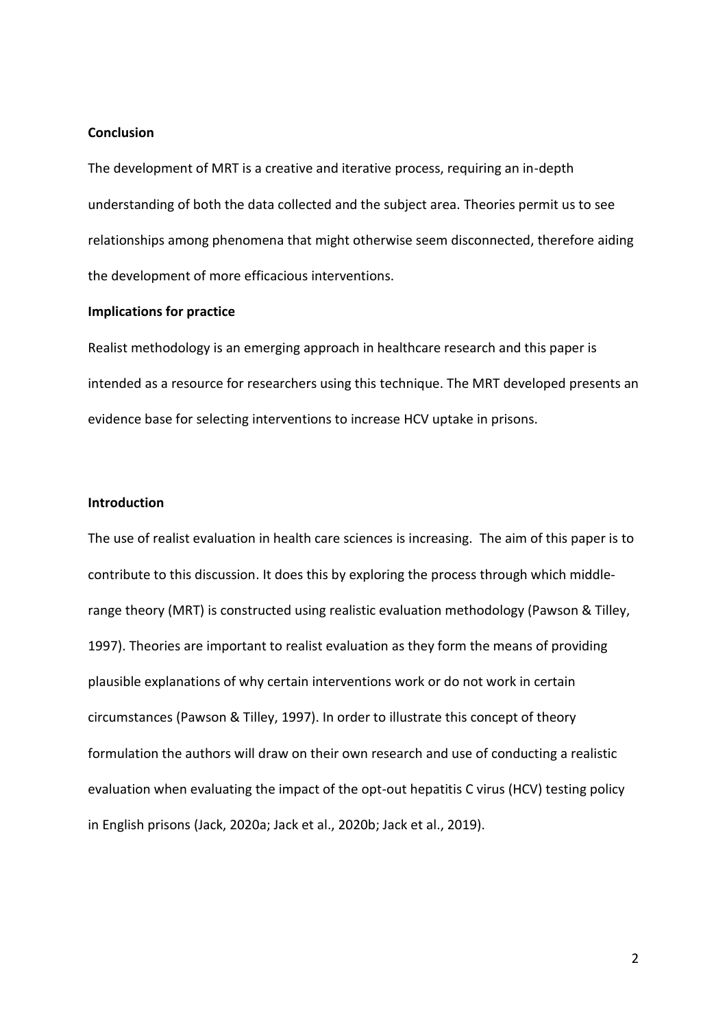**Conclusion**

The development of MRT is a creative and iterative process, requiring an in-depth understanding of both the data collected and the subject area. Theories permit us to see relationships among phenomena that might otherwise seem disconnected, therefore aiding the development of more efficacious interventions.

**Implications for practice**

Realist methodology is an emerging approach in healthcare research and this paper is intended as a resource for researchers using this technique. The MRT developed presents an evidence base for selecting interventions to increase HCV uptake in prisons.

**Introduction**

The use of realist evaluation in health care sciences is increasing. The aim of this paper is to contribute to this discussion. It does this by exploring the process through which middle-range theory (MRT) is constructed using realistic evaluation methodology (Pawson & Tilley, 1997). Theories are important to realist evaluation as they form the means of providing plausible explanations of why certain interventions work or do not work in certain circumstances (Pawson & Tilley, 1997). In order to illustrate this concept of theory formulation the authors will draw on their own research and use of conducting a realistic evaluation when evaluating the impact of the opt-out hepatitis C virus (HCV) testing policy in English prisons (Jack, 2020a; Jack et al., 2020b; Jack et al., 2019).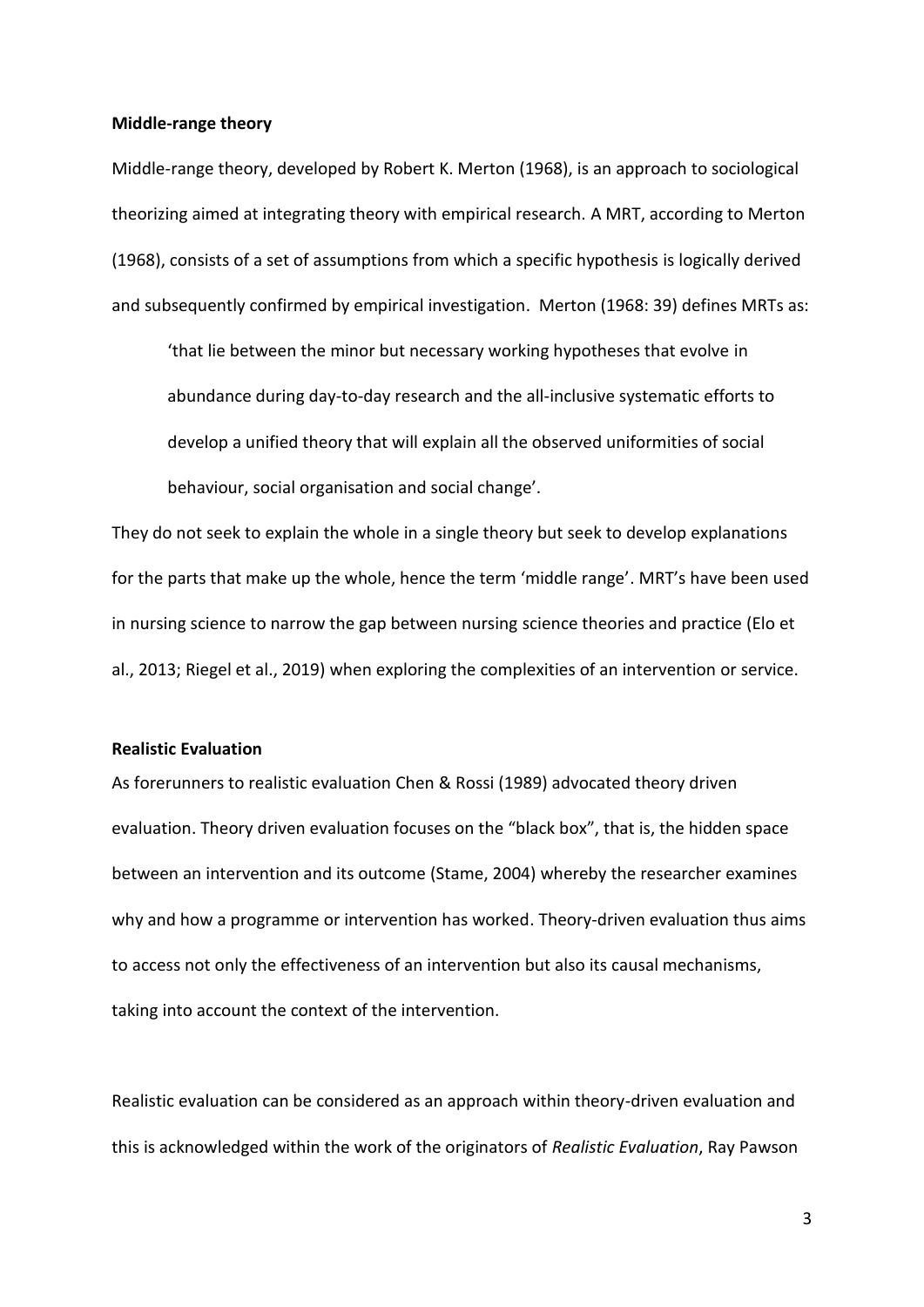**Middle-range theory**

Middle-range theory, developed by Robert K. Merton (1968), is an approach to sociological theorizing aimed at integrating theory with empirical research. A MRT, according to Merton (1968), consists of a set of assumptions from which a specific hypothesis is logically derived and subsequently confirmed by empirical investigation. Merton (1968: 39) defines MRTs as:

> 'that lie between the minor but necessary working hypotheses that evolve in abundance during day-to-day research and the all-inclusive systematic efforts to develop a unified theory that will explain all the observed uniformities of social behaviour, social organisation and social change'.

They do not seek to explain the whole in a single theory but seek to develop explanations for the parts that make up the whole, hence the term 'middle range'. MRT's have been used in nursing science to narrow the gap between nursing science theories and practice (Elo et al., 2013; Riegel et al., 2019) when exploring the complexities of an intervention or service.

**Realistic Evaluation**

As forerunners to realistic evaluation Chen & Rossi (1989) advocated theory driven evaluation. Theory driven evaluation focuses on the "black box", that is, the hidden space between an intervention and its outcome (Stame, 2004) whereby the researcher examines why and how a programme or intervention has worked. Theory-driven evaluation thus aims to access not only the effectiveness of an intervention but also its causal mechanisms, taking into account the context of the intervention.

Realistic evaluation can be considered as an approach within theory-driven evaluation and this is acknowledged within the work of the originators of *Realistic Evaluation*, Ray Pawson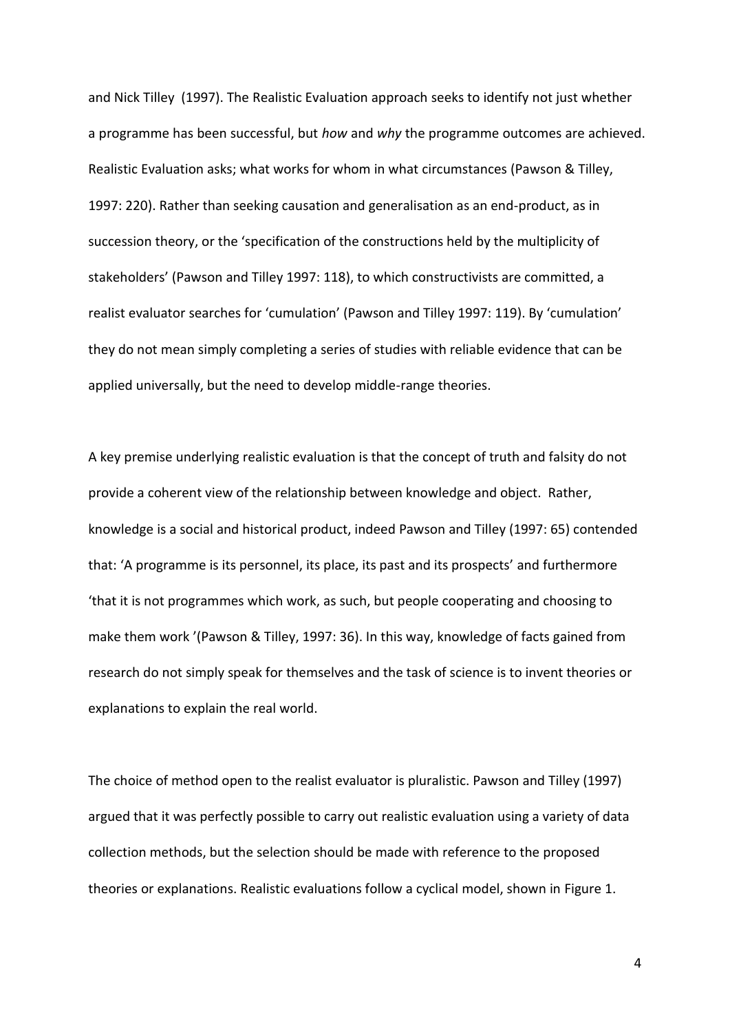and Nick Tilley (1997). The Realistic Evaluation approach seeks to identify not just whether a programme has been successful, but *how* and *why* the programme outcomes are achieved. Realistic Evaluation asks; what works for whom in what circumstances (Pawson & Tilley, 1997: 220). Rather than seeking causation and generalisation as an end-product, as in succession theory, or the 'specification of the constructions held by the multiplicity of stakeholders' (Pawson and Tilley 1997: 118), to which constructivists are committed, a realist evaluator searches for 'cumulation' (Pawson and Tilley 1997: 119). By 'cumulation' they do not mean simply completing a series of studies with reliable evidence that can be applied universally, but the need to develop middle-range theories.

A key premise underlying realistic evaluation is that the concept of truth and falsity do not provide a coherent view of the relationship between knowledge and object. Rather, knowledge is a social and historical product, indeed Pawson and Tilley (1997: 65) contended that: 'A programme is its personnel, its place, its past and its prospects' and furthermore 'that it is not programmes which work, as such, but people cooperating and choosing to make them work '(Pawson & Tilley, 1997: 36). In this way, knowledge of facts gained from research do not simply speak for themselves and the task of science is to invent theories or explanations to explain the real world.

The choice of method open to the realist evaluator is pluralistic. Pawson and Tilley (1997) argued that it was perfectly possible to carry out realistic evaluation using a variety of data collection methods, but the selection should be made with reference to the proposed theories or explanations. Realistic evaluations follow a cyclical model, shown in Figure 1.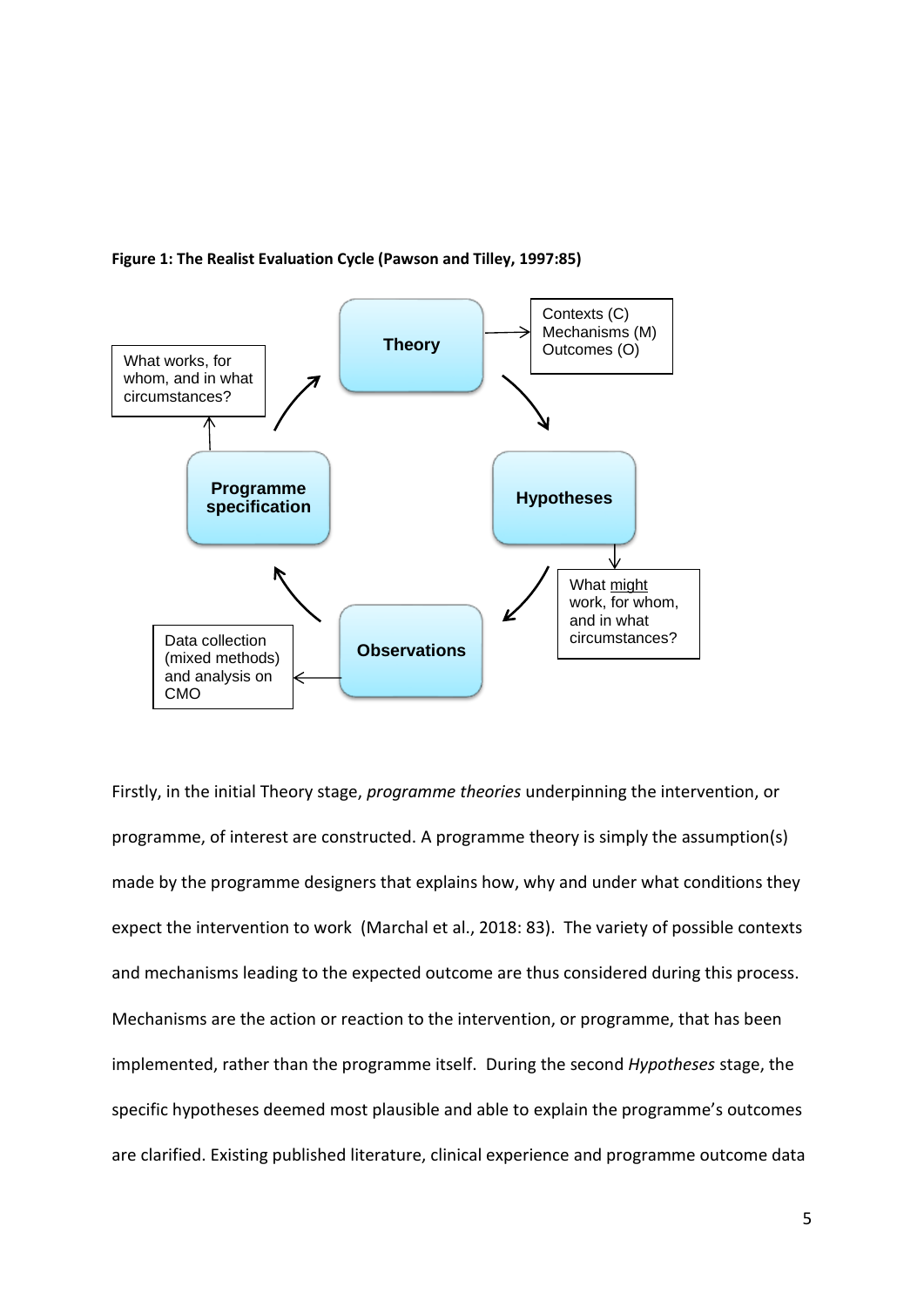**Figure 1: The Realist Evaluation Cycle (Pawson and Tilley, 1997:85)**

Theory → Contexts (C) Mechanisms (M) Outcomes (O)

Hypotheses → What might work, for whom, and in what circumstances?

Observations → Data collection (mixed methods) and analysis on CMO

Programme specification → What works, for whom, and in what circumstances?

Firstly, in the initial Theory stage, *programme theories* underpinning the intervention, or programme, of interest are constructed. A programme theory is simply the assumption(s) made by the programme designers that explains how, why and under what conditions they expect the intervention to work (Marchal et al., 2018: 83). The variety of possible contexts and mechanisms leading to the expected outcome are thus considered during this process. Mechanisms are the action or reaction to the intervention, or programme, that has been implemented, rather than the programme itself. During the second *Hypotheses* stage, the specific hypotheses deemed most plausible and able to explain the programme's outcomes are clarified. Existing published literature, clinical experience and programme outcome data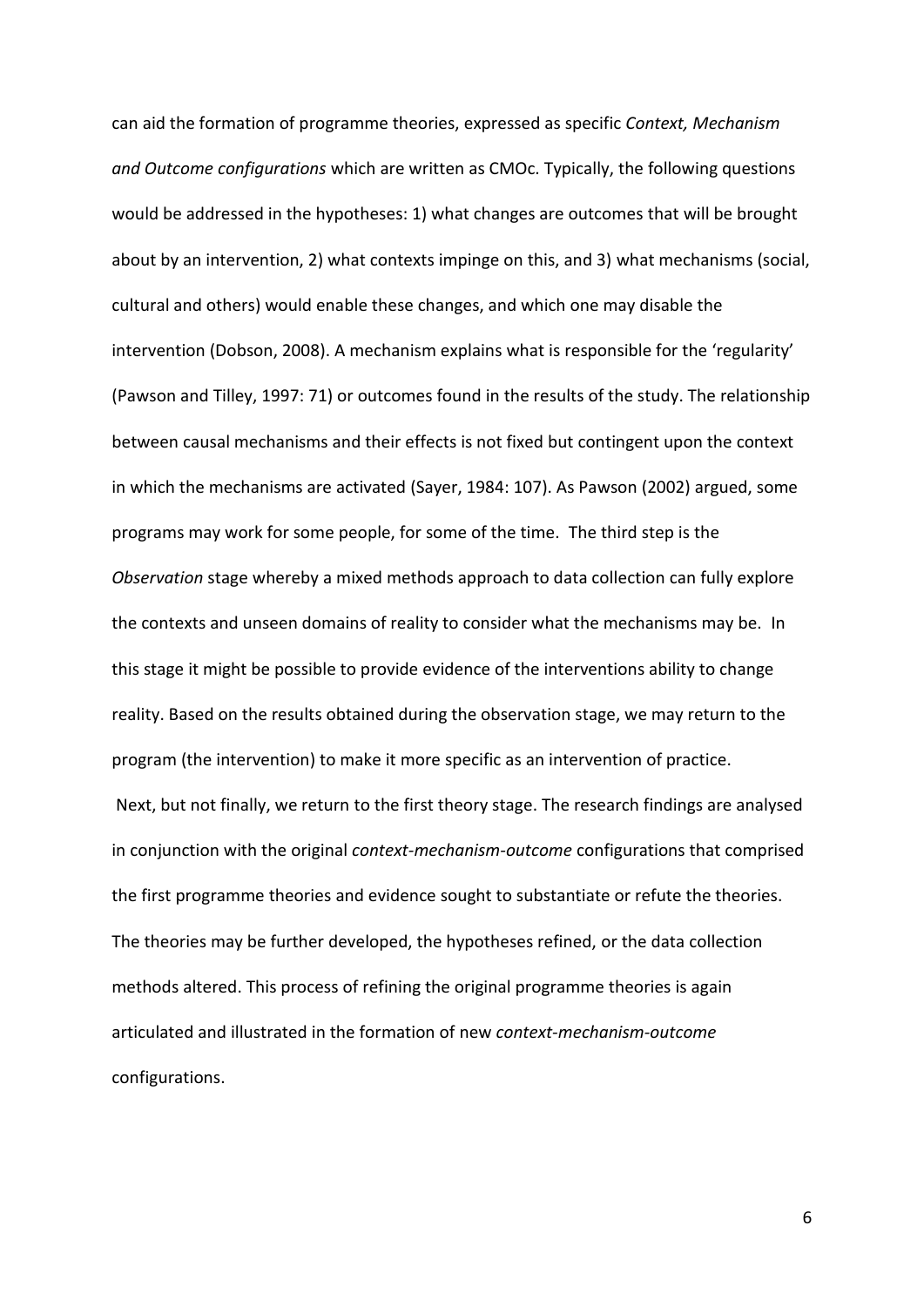can aid the formation of programme theories, expressed as specific *Context, Mechanism and Outcome configurations* which are written as CMOc. Typically, the following questions would be addressed in the hypotheses: 1) what changes are outcomes that will be brought about by an intervention, 2) what contexts impinge on this, and 3) what mechanisms (social, cultural and others) would enable these changes, and which one may disable the intervention (Dobson, 2008). A mechanism explains what is responsible for the 'regularity' (Pawson and Tilley, 1997: 71) or outcomes found in the results of the study. The relationship between causal mechanisms and their effects is not fixed but contingent upon the context in which the mechanisms are activated (Sayer, 1984: 107). As Pawson (2002) argued, some programs may work for some people, for some of the time. The third step is the *Observation* stage whereby a mixed methods approach to data collection can fully explore the contexts and unseen domains of reality to consider what the mechanisms may be. In this stage it might be possible to provide evidence of the interventions ability to change reality. Based on the results obtained during the observation stage, we may return to the program (the intervention) to make it more specific as an intervention of practice.

Next, but not finally, we return to the first theory stage. The research findings are analysed in conjunction with the original *context-mechanism-outcome* configurations that comprised the first programme theories and evidence sought to substantiate or refute the theories. The theories may be further developed, the hypotheses refined, or the data collection methods altered. This process of refining the original programme theories is again articulated and illustrated in the formation of new *context-mechanism-outcome* configurations.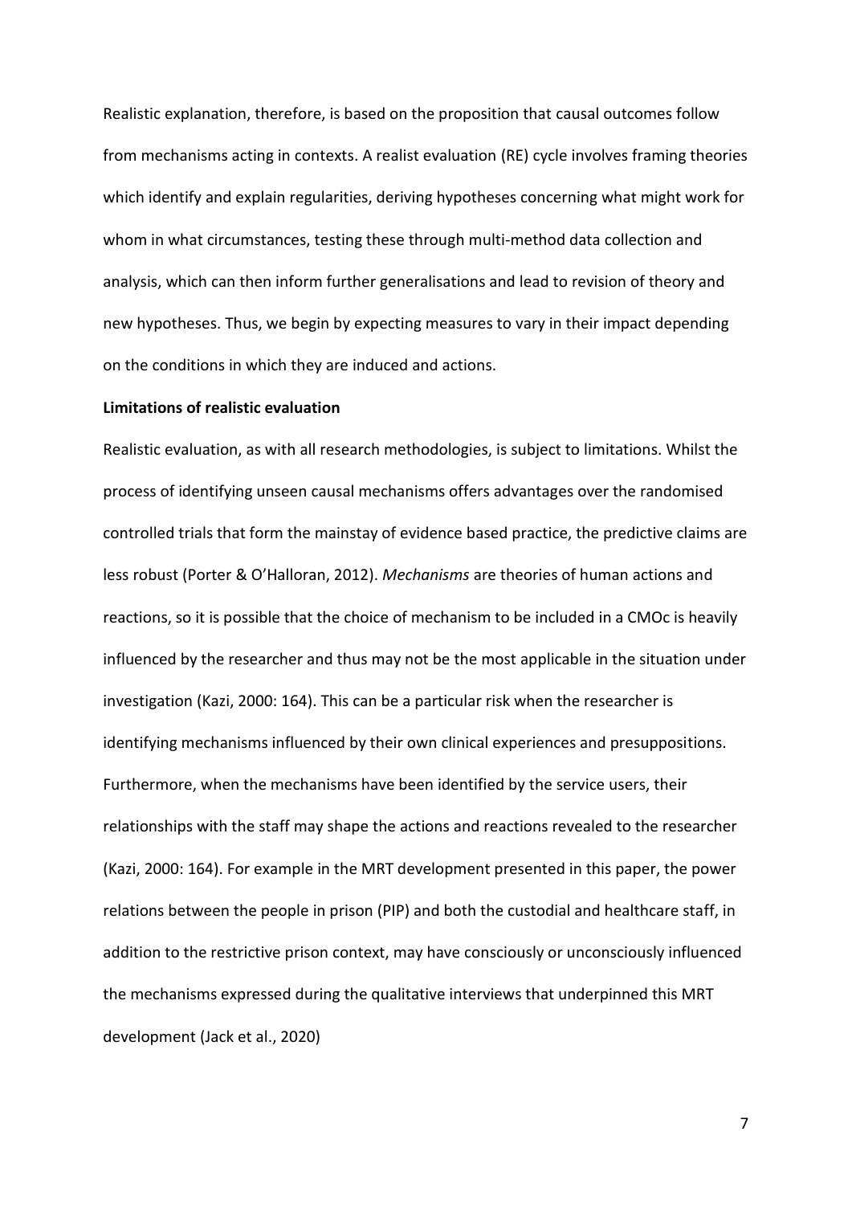Realistic explanation, therefore, is based on the proposition that causal outcomes follow from mechanisms acting in contexts. A realist evaluation (RE) cycle involves framing theories which identify and explain regularities, deriving hypotheses concerning what might work for whom in what circumstances, testing these through multi-method data collection and analysis, which can then inform further generalisations and lead to revision of theory and new hypotheses. Thus, we begin by expecting measures to vary in their impact depending on the conditions in which they are induced and actions.

**Limitations of realistic evaluation**

Realistic evaluation, as with all research methodologies, is subject to limitations. Whilst the process of identifying unseen causal mechanisms offers advantages over the randomised controlled trials that form the mainstay of evidence based practice, the predictive claims are less robust (Porter & O'Halloran, 2012). *Mechanisms* are theories of human actions and reactions, so it is possible that the choice of mechanism to be included in a CMOc is heavily influenced by the researcher and thus may not be the most applicable in the situation under investigation (Kazi, 2000: 164). This can be a particular risk when the researcher is identifying mechanisms influenced by their own clinical experiences and presuppositions. Furthermore, when the mechanisms have been identified by the service users, their relationships with the staff may shape the actions and reactions revealed to the researcher (Kazi, 2000: 164). For example in the MRT development presented in this paper, the power relations between the people in prison (PIP) and both the custodial and healthcare staff, in addition to the restrictive prison context, may have consciously or unconsciously influenced the mechanisms expressed during the qualitative interviews that underpinned this MRT development (Jack et al., 2020)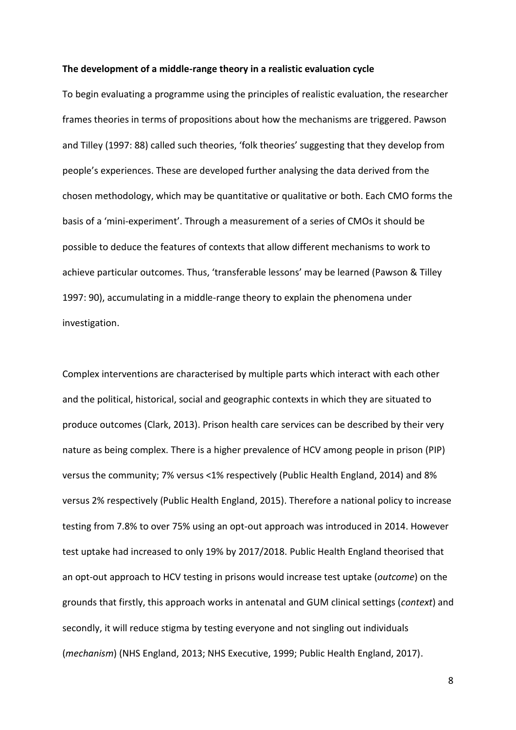**The development of a middle-range theory in a realistic evaluation cycle**

To begin evaluating a programme using the principles of realistic evaluation, the researcher frames theories in terms of propositions about how the mechanisms are triggered. Pawson and Tilley (1997: 88) called such theories, 'folk theories' suggesting that they develop from people's experiences. These are developed further analysing the data derived from the chosen methodology, which may be quantitative or qualitative or both. Each CMO forms the basis of a 'mini-experiment'. Through a measurement of a series of CMOs it should be possible to deduce the features of contexts that allow different mechanisms to work to achieve particular outcomes. Thus, 'transferable lessons' may be learned (Pawson & Tilley 1997: 90), accumulating in a middle-range theory to explain the phenomena under investigation.

Complex interventions are characterised by multiple parts which interact with each other and the political, historical, social and geographic contexts in which they are situated to produce outcomes (Clark, 2013). Prison health care services can be described by their very nature as being complex. There is a higher prevalence of HCV among people in prison (PIP) versus the community; 7% versus <1% respectively (Public Health England, 2014) and 8% versus 2% respectively (Public Health England, 2015). Therefore a national policy to increase testing from 7.8% to over 75% using an opt-out approach was introduced in 2014. However test uptake had increased to only 19% by 2017/2018. Public Health England theorised that an opt-out approach to HCV testing in prisons would increase test uptake (*outcome*) on the grounds that firstly, this approach works in antenatal and GUM clinical settings (*context*) and secondly, it will reduce stigma by testing everyone and not singling out individuals (*mechanism*) (NHS England, 2013; NHS Executive, 1999; Public Health England, 2017).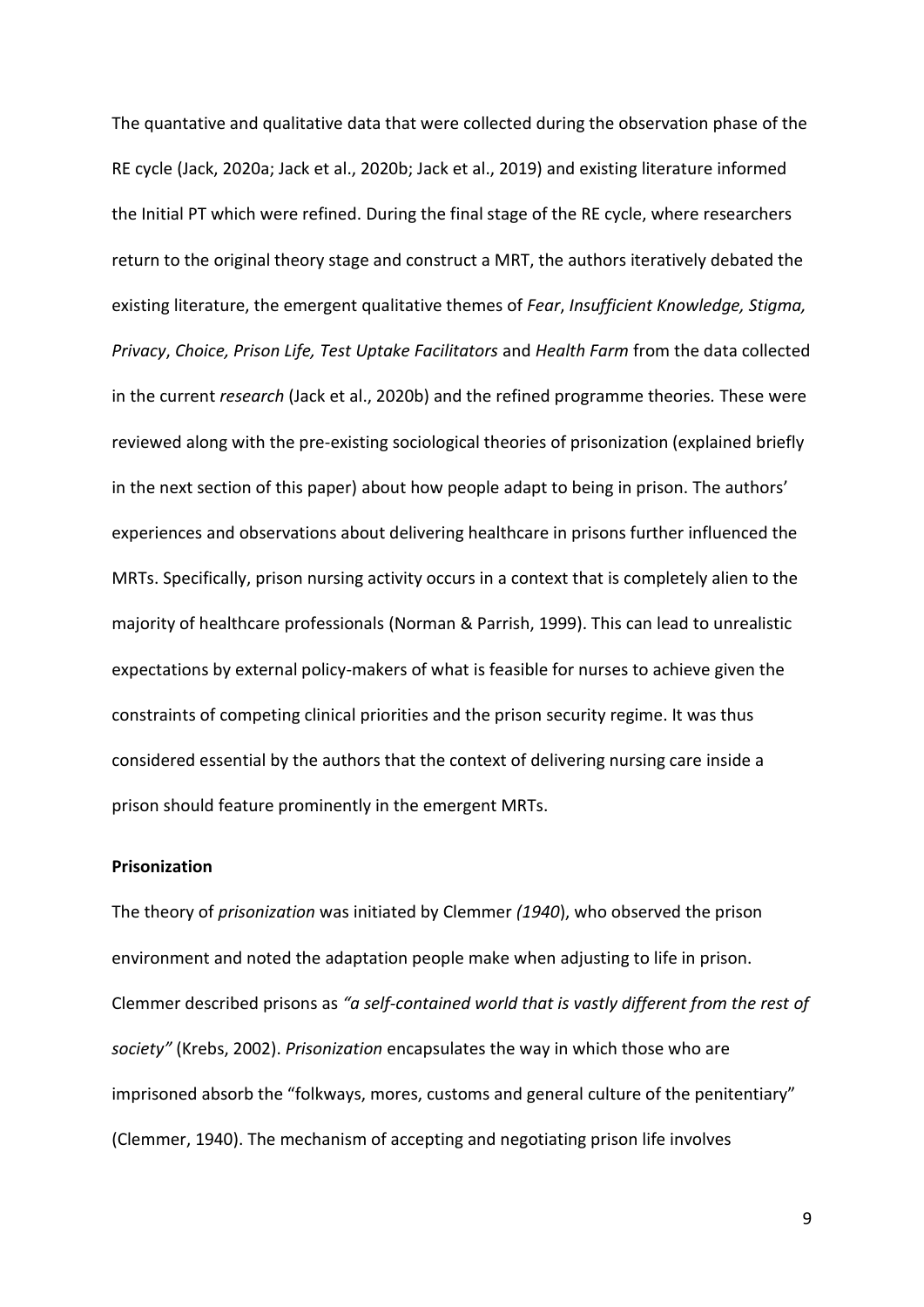The quantative and qualitative data that were collected during the observation phase of the RE cycle (Jack, 2020a; Jack et al., 2020b; Jack et al., 2019) and existing literature informed the Initial PT which were refined. During the final stage of the RE cycle, where researchers return to the original theory stage and construct a MRT, the authors iteratively debated the existing literature, the emergent qualitative themes of *Fear*, *Insufficient Knowledge, Stigma, Privacy*, *Choice, Prison Life, Test Uptake Facilitators* and *Health Farm* from the data collected in the current *research* (Jack et al., 2020b) and the refined programme theories. These were reviewed along with the pre-existing sociological theories of prisonization (explained briefly in the next section of this paper) about how people adapt to being in prison. The authors' experiences and observations about delivering healthcare in prisons further influenced the MRTs. Specifically, prison nursing activity occurs in a context that is completely alien to the majority of healthcare professionals (Norman & Parrish, 1999). This can lead to unrealistic expectations by external policy-makers of what is feasible for nurses to achieve given the constraints of competing clinical priorities and the prison security regime. It was thus considered essential by the authors that the context of delivering nursing care inside a prison should feature prominently in the emergent MRTs.

**Prisonization**

The theory of *prisonization* was initiated by Clemmer *(1940*), who observed the prison environment and noted the adaptation people make when adjusting to life in prison. Clemmer described prisons as *"a self-contained world that is vastly different from the rest of society"* (Krebs, 2002). *Prisonization* encapsulates the way in which those who are imprisoned absorb the "folkways, mores, customs and general culture of the penitentiary" (Clemmer, 1940). The mechanism of accepting and negotiating prison life involves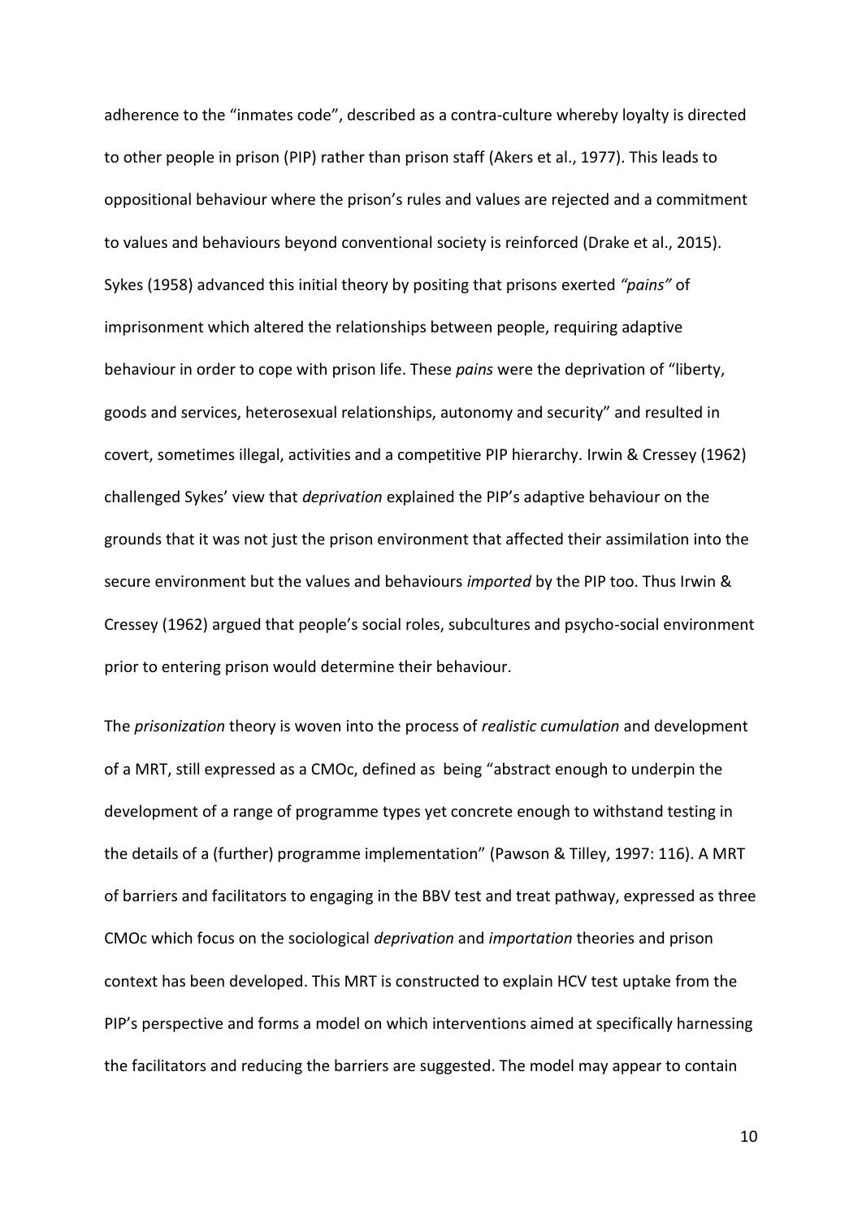adherence to the "inmates code", described as a contra-culture whereby loyalty is directed to other people in prison (PIP) rather than prison staff (Akers et al., 1977). This leads to oppositional behaviour where the prison's rules and values are rejected and a commitment to values and behaviours beyond conventional society is reinforced (Drake et al., 2015). Sykes (1958) advanced this initial theory by positing that prisons exerted *"pains"* of imprisonment which altered the relationships between people, requiring adaptive behaviour in order to cope with prison life. These *pains* were the deprivation of "liberty, goods and services, heterosexual relationships, autonomy and security" and resulted in covert, sometimes illegal, activities and a competitive PIP hierarchy. Irwin & Cressey (1962) challenged Sykes' view that *deprivation* explained the PIP's adaptive behaviour on the grounds that it was not just the prison environment that affected their assimilation into the secure environment but the values and behaviours *imported* by the PIP too. Thus Irwin & Cressey (1962) argued that people's social roles, subcultures and psycho-social environment prior to entering prison would determine their behaviour.

The *prisonization* theory is woven into the process of *realistic cumulation* and development of a MRT, still expressed as a CMOc, defined as being "abstract enough to underpin the development of a range of programme types yet concrete enough to withstand testing in the details of a (further) programme implementation" (Pawson & Tilley, 1997: 116). A MRT of barriers and facilitators to engaging in the BBV test and treat pathway, expressed as three CMOc which focus on the sociological *deprivation* and *importation* theories and prison context has been developed. This MRT is constructed to explain HCV test uptake from the PIP's perspective and forms a model on which interventions aimed at specifically harnessing the facilitators and reducing the barriers are suggested. The model may appear to contain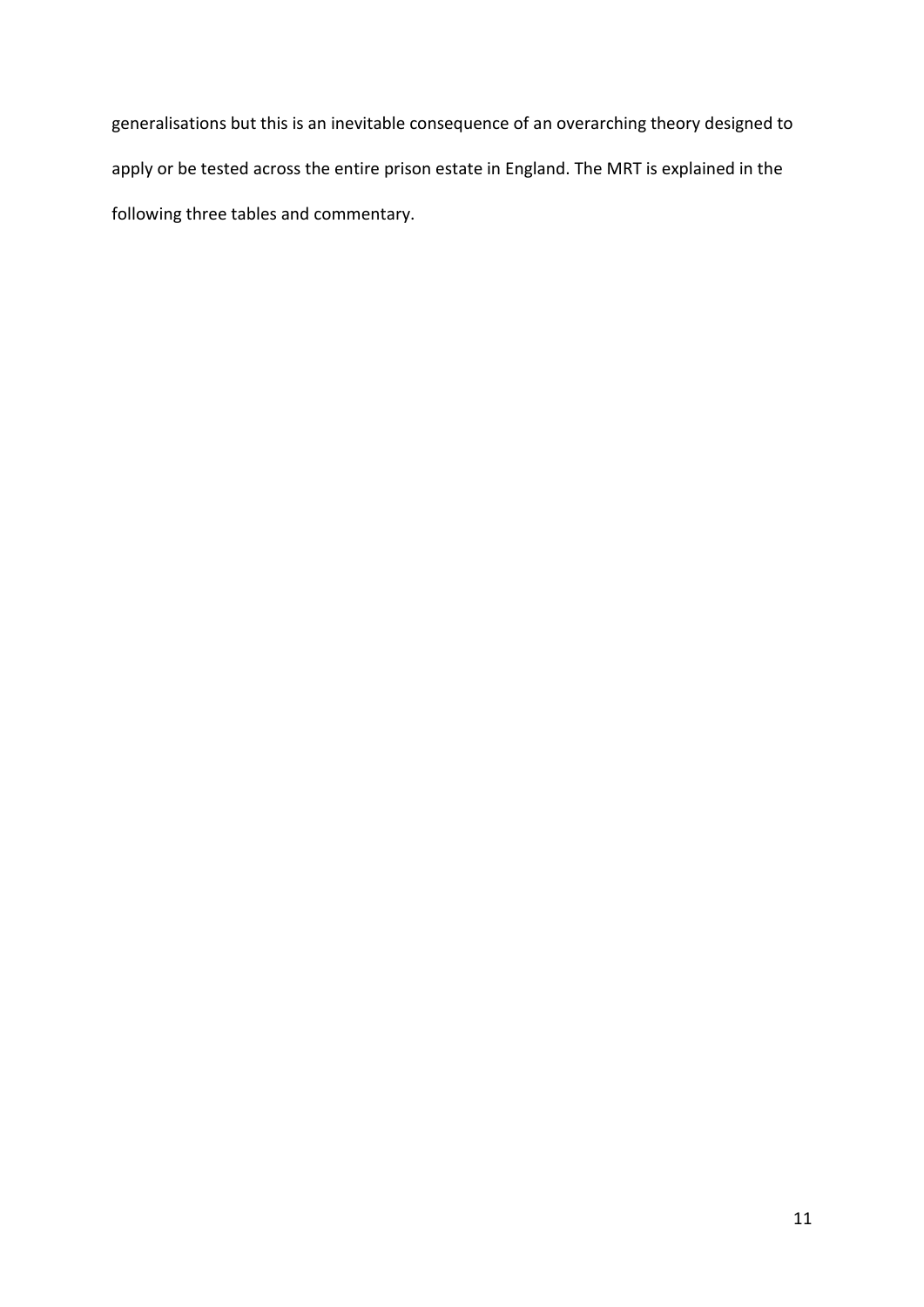generalisations but this is an inevitable consequence of an overarching theory designed to apply or be tested across the entire prison estate in England. The MRT is explained in the following three tables and commentary.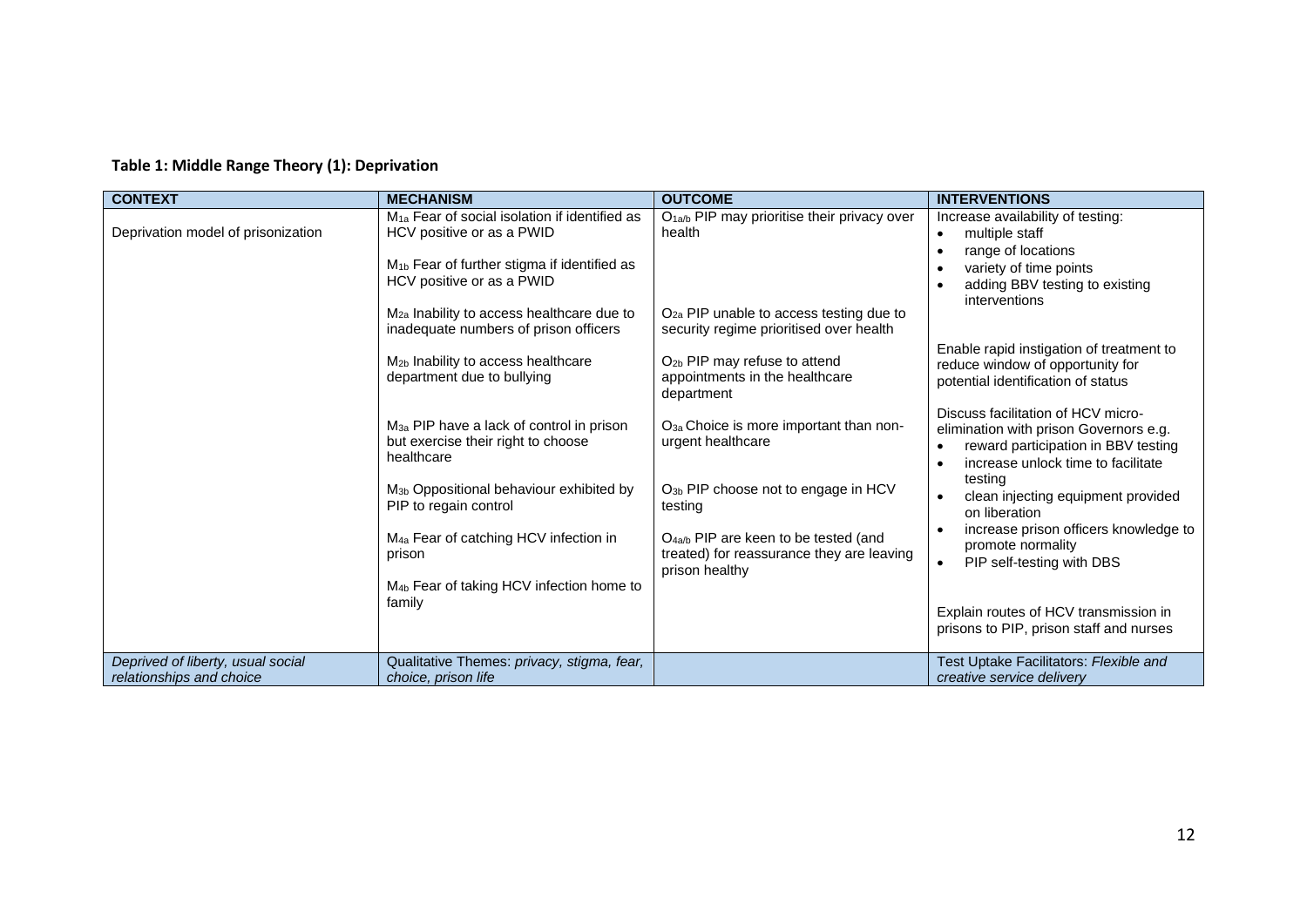**Table 1: Middle Range Theory (1): Deprivation**

| CONTEXT | MECHANISM | OUTCOME | INTERVENTIONS |
|---|---|---|---|
| Deprivation model of prisonization | $M_{1a}$ Fear of social isolation if identified as HCV positive or as a PWID<br><br>$M_{1b}$ Fear of further stigma if identified as HCV positive or as a PWID<br><br>$M_{2a}$ Inability to access healthcare due to inadequate numbers of prison officers<br><br>$M_{2b}$ Inability to access healthcare department due to bullying<br><br>$M_{3a}$ PIP have a lack of control in prison but exercise their right to choose healthcare<br><br>$M_{3b}$ Oppositional behaviour exhibited by PIP to regain control<br><br>$M_{4a}$ Fear of catching HCV infection in prison<br><br>$M_{4b}$ Fear of taking HCV infection home to family | $O_{1a/b}$ PIP may prioritise their privacy over health<br><br>$O_{2a}$ PIP unable to access testing due to security regime prioritised over health<br><br>$O_{2b}$ PIP may refuse to attend appointments in the healthcare department<br><br>$O_{3a}$ Choice is more important than non-urgent healthcare<br><br>$O_{3b}$ PIP choose not to engage in HCV testing<br><br>$O_{4a/b}$ PIP are keen to be tested (and treated) for reassurance they are leaving prison healthy | Increase availability of testing:<br>• multiple staff<br>• range of locations<br>• variety of time points<br>• adding BBV testing to existing interventions<br><br>Enable rapid instigation of treatment to reduce window of opportunity for potential identification of status<br><br>Discuss facilitation of HCV micro-elimination with prison Governors e.g.<br>• reward participation in BBV testing<br>• increase unlock time to facilitate testing<br>• clean injecting equipment provided on liberation<br>• increase prison officers knowledge to promote normality<br>• PIP self-testing with DBS<br><br>Explain routes of HCV transmission in prisons to PIP, prison staff and nurses |
| *Deprived of liberty, usual social relationships and choice* | Qualitative Themes: *privacy, stigma, fear, choice, prison life* | | Test Uptake Facilitators: *Flexible and creative service delivery* |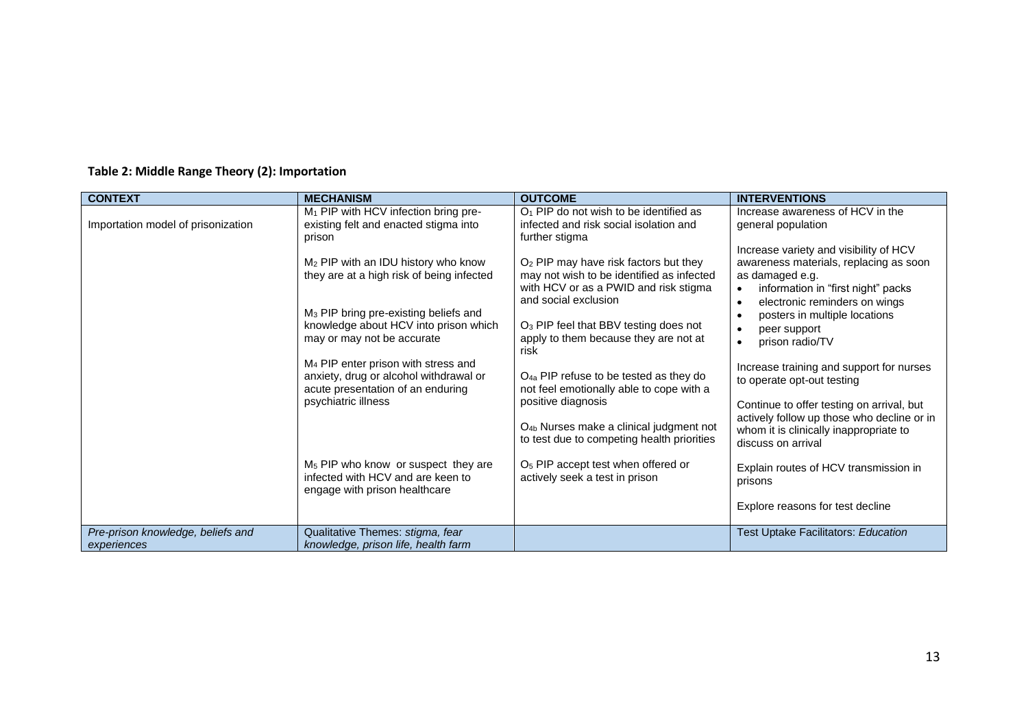**Table 2: Middle Range Theory (2): Importation**

| CONTEXT | MECHANISM | OUTCOME | INTERVENTIONS |
|---|---|---|---|
| Importation model of prisonization | $M_1$ PIP with HCV infection bring pre-existing felt and enacted stigma into prison<br><br>$M_2$ PIP with an IDU history who know they are at a high risk of being infected<br><br>$M_3$ PIP bring pre-existing beliefs and knowledge about HCV into prison which may or may not be accurate<br><br>$M_4$ PIP enter prison with stress and anxiety, drug or alcohol withdrawal or acute presentation of an enduring psychiatric illness<br><br>$M_5$ PIP who know or suspect they are infected with HCV and are keen to engage with prison healthcare | $O_1$ PIP do not wish to be identified as infected and risk social isolation and further stigma<br><br>$O_2$ PIP may have risk factors but they may not wish to be identified as infected with HCV or as a PWID and risk stigma and social exclusion<br><br>$O_3$ PIP feel that BBV testing does not apply to them because they are not at risk<br><br>$O_{4a}$ PIP refuse to be tested as they do not feel emotionally able to cope with a positive diagnosis<br><br>$O_{4b}$ Nurses make a clinical judgment not to test due to competing health priorities<br><br>$O_5$ PIP accept test when offered or actively seek a test in prison | Increase awareness of HCV in the general population<br><br>Increase variety and visibility of HCV awareness materials, replacing as soon as damaged e.g.<br>• information in "first night" packs<br>• electronic reminders on wings<br>• posters in multiple locations<br>• peer support<br>• prison radio/TV<br><br>Increase training and support for nurses to operate opt-out testing<br><br>Continue to offer testing on arrival, but actively follow up those who decline or in whom it is clinically inappropriate to discuss on arrival<br><br>Explain routes of HCV transmission in prisons<br><br>Explore reasons for test decline |
| *Pre-prison knowledge, beliefs and experiences* | Qualitative Themes: *stigma, fear knowledge, prison life, health farm* | | Test Uptake Facilitators: *Education* |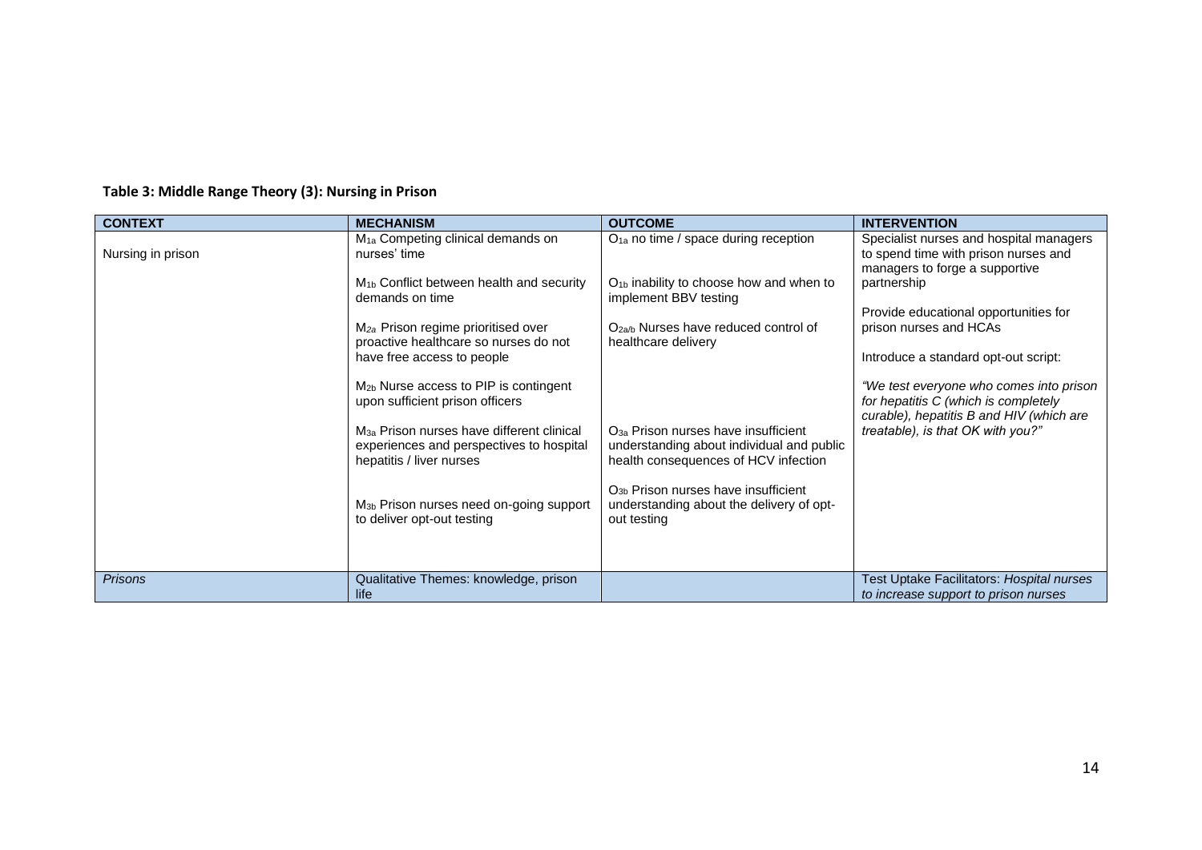**Table 3: Middle Range Theory (3): Nursing in Prison**

| CONTEXT | MECHANISM | OUTCOME | INTERVENTION |
|---|---|---|---|
| Nursing in prison | $M_{1a}$ Competing clinical demands on nurses' time<br><br>$M_{1b}$ Conflict between health and security demands on time<br><br>$M_{2a}$ Prison regime prioritised over proactive healthcare so nurses do not have free access to people<br><br>$M_{2b}$ Nurse access to PIP is contingent upon sufficient prison officers<br><br>$M_{3a}$ Prison nurses have different clinical experiences and perspectives to hospital hepatitis / liver nurses<br><br>$M_{3b}$ Prison nurses need on-going support to deliver opt-out testing | $O_{1a}$ no time / space during reception<br><br>$O_{1b}$ inability to choose how and when to implement BBV testing<br><br>$O_{2a/b}$ Nurses have reduced control of healthcare delivery<br><br>$O_{3a}$ Prison nurses have insufficient understanding about individual and public health consequences of HCV infection<br><br>$O_{3b}$ Prison nurses have insufficient understanding about the delivery of opt-out testing | Specialist nurses and hospital managers to spend time with prison nurses and managers to forge a supportive partnership<br><br>Provide educational opportunities for prison nurses and HCAs<br><br>Introduce a standard opt-out script:<br><br>*"We test everyone who comes into prison for hepatitis C (which is completely curable), hepatitis B and HIV (which are treatable), is that OK with you?"* |
| *Prisons* | Qualitative Themes: knowledge, prison life | | Test Uptake Facilitators: *Hospital nurses to increase support to prison nurses* |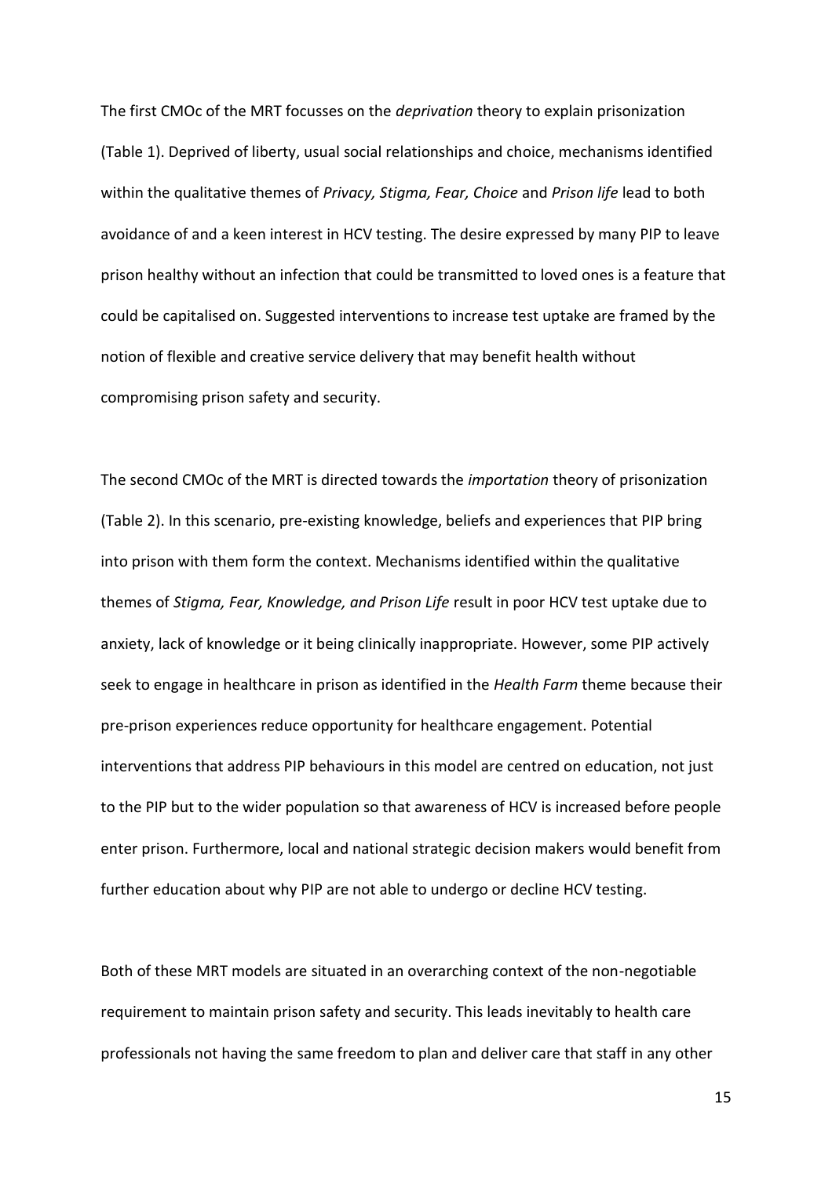The first CMOc of the MRT focusses on the *deprivation* theory to explain prisonization (Table 1). Deprived of liberty, usual social relationships and choice, mechanisms identified within the qualitative themes of *Privacy, Stigma, Fear, Choice* and *Prison life* lead to both avoidance of and a keen interest in HCV testing. The desire expressed by many PIP to leave prison healthy without an infection that could be transmitted to loved ones is a feature that could be capitalised on. Suggested interventions to increase test uptake are framed by the notion of flexible and creative service delivery that may benefit health without compromising prison safety and security.

The second CMOc of the MRT is directed towards the *importation* theory of prisonization (Table 2). In this scenario, pre-existing knowledge, beliefs and experiences that PIP bring into prison with them form the context. Mechanisms identified within the qualitative themes of *Stigma, Fear, Knowledge, and Prison Life* result in poor HCV test uptake due to anxiety, lack of knowledge or it being clinically inappropriate. However, some PIP actively seek to engage in healthcare in prison as identified in the *Health Farm* theme because their pre-prison experiences reduce opportunity for healthcare engagement. Potential interventions that address PIP behaviours in this model are centred on education, not just to the PIP but to the wider population so that awareness of HCV is increased before people enter prison. Furthermore, local and national strategic decision makers would benefit from further education about why PIP are not able to undergo or decline HCV testing.

Both of these MRT models are situated in an overarching context of the non-negotiable requirement to maintain prison safety and security. This leads inevitably to health care professionals not having the same freedom to plan and deliver care that staff in any other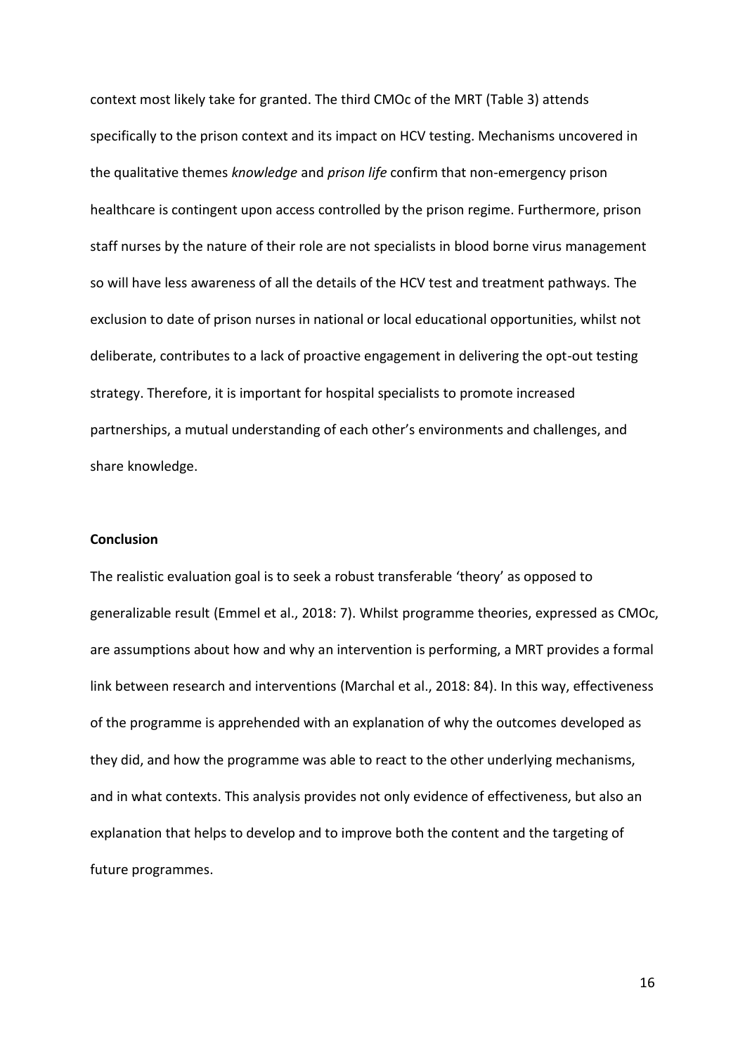context most likely take for granted. The third CMOc of the MRT (Table 3) attends specifically to the prison context and its impact on HCV testing. Mechanisms uncovered in the qualitative themes *knowledge* and *prison life* confirm that non-emergency prison healthcare is contingent upon access controlled by the prison regime. Furthermore, prison staff nurses by the nature of their role are not specialists in blood borne virus management so will have less awareness of all the details of the HCV test and treatment pathways. The exclusion to date of prison nurses in national or local educational opportunities, whilst not deliberate, contributes to a lack of proactive engagement in delivering the opt-out testing strategy. Therefore, it is important for hospital specialists to promote increased partnerships, a mutual understanding of each other's environments and challenges, and share knowledge.

**Conclusion**

The realistic evaluation goal is to seek a robust transferable 'theory' as opposed to generalizable result (Emmel et al., 2018: 7). Whilst programme theories, expressed as CMOc, are assumptions about how and why an intervention is performing, a MRT provides a formal link between research and interventions (Marchal et al., 2018: 84). In this way, effectiveness of the programme is apprehended with an explanation of why the outcomes developed as they did, and how the programme was able to react to the other underlying mechanisms, and in what contexts. This analysis provides not only evidence of effectiveness, but also an explanation that helps to develop and to improve both the content and the targeting of future programmes.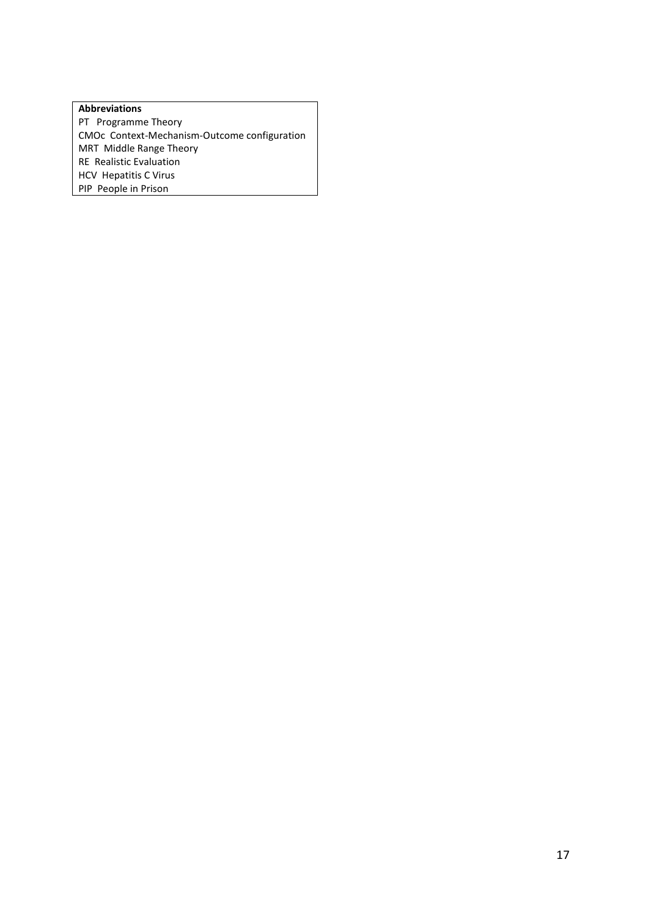**Abbreviations**

PT Programme Theory
CMOc Context-Mechanism-Outcome configuration
MRT Middle Range Theory
RE Realistic Evaluation
HCV Hepatitis C Virus
PIP People in Prison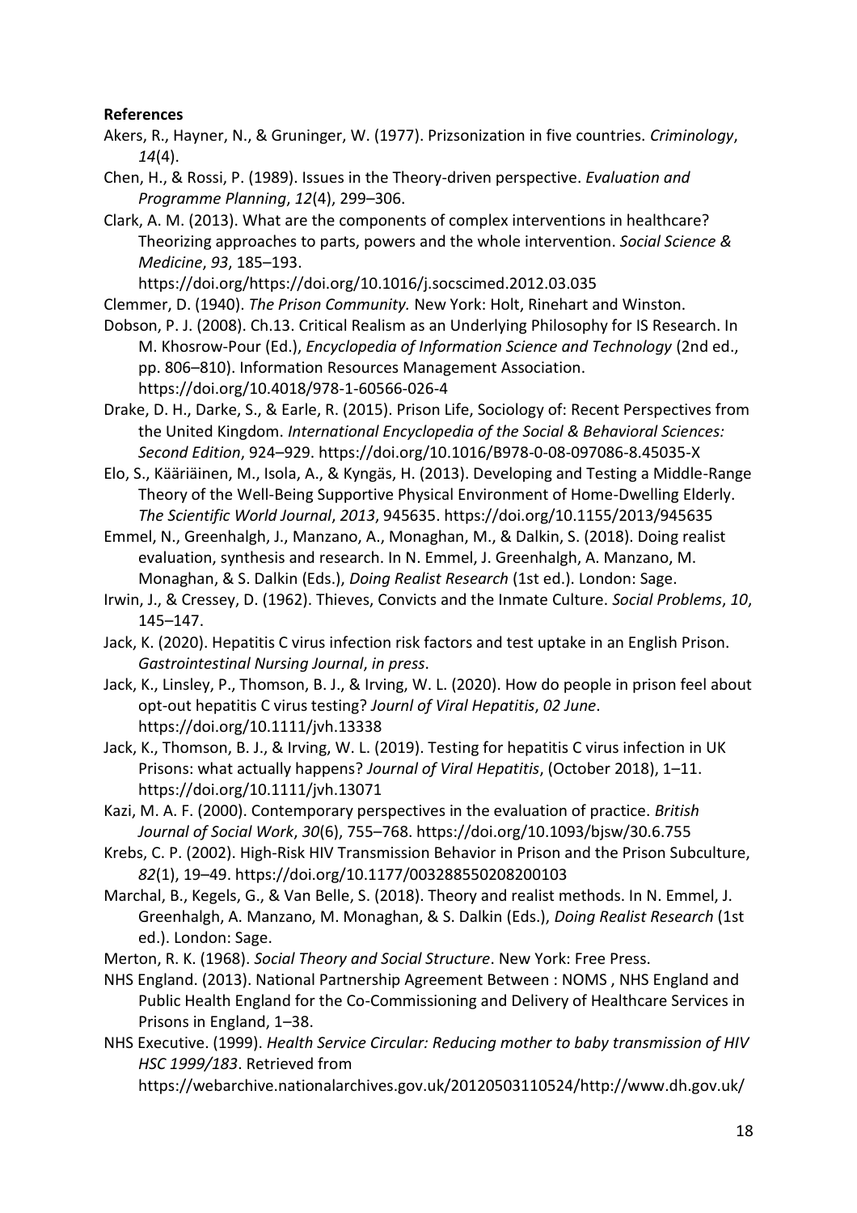**References**

Akers, R., Hayner, N., & Gruninger, W. (1977). Prizsonization in five countries. *Criminology*, *14*(4).

Chen, H., & Rossi, P. (1989). Issues in the Theory-driven perspective. *Evaluation and Programme Planning*, *12*(4), 299–306.

Clark, A. M. (2013). What are the components of complex interventions in healthcare? Theorizing approaches to parts, powers and the whole intervention. *Social Science & Medicine*, *93*, 185–193. https://doi.org/https://doi.org/10.1016/j.socscimed.2012.03.035

Clemmer, D. (1940). *The Prison Community.* New York: Holt, Rinehart and Winston.

Dobson, P. J. (2008). Ch.13. Critical Realism as an Underlying Philosophy for IS Research. In M. Khosrow-Pour (Ed.), *Encyclopedia of Information Science and Technology* (2nd ed., pp. 806–810). Information Resources Management Association. https://doi.org/10.4018/978-1-60566-026-4

Drake, D. H., Darke, S., & Earle, R. (2015). Prison Life, Sociology of: Recent Perspectives from the United Kingdom. *International Encyclopedia of the Social & Behavioral Sciences: Second Edition*, 924–929. https://doi.org/10.1016/B978-0-08-097086-8.45035-X

Elo, S., Kääriäinen, M., Isola, A., & Kyngäs, H. (2013). Developing and Testing a Middle-Range Theory of the Well-Being Supportive Physical Environment of Home-Dwelling Elderly. *The Scientific World Journal*, *2013*, 945635. https://doi.org/10.1155/2013/945635

Emmel, N., Greenhalgh, J., Manzano, A., Monaghan, M., & Dalkin, S. (2018). Doing realist evaluation, synthesis and research. In N. Emmel, J. Greenhalgh, A. Manzano, M. Monaghan, & S. Dalkin (Eds.), *Doing Realist Research* (1st ed.). London: Sage.

Irwin, J., & Cressey, D. (1962). Thieves, Convicts and the Inmate Culture. *Social Problems*, *10*, 145–147.

Jack, K. (2020). Hepatitis C virus infection risk factors and test uptake in an English Prison. *Gastrointestinal Nursing Journal*, *in press*.

Jack, K., Linsley, P., Thomson, B. J., & Irving, W. L. (2020). How do people in prison feel about opt-out hepatitis C virus testing? *Journl of Viral Hepatitis*, *02 June*. https://doi.org/10.1111/jvh.13338

Jack, K., Thomson, B. J., & Irving, W. L. (2019). Testing for hepatitis C virus infection in UK Prisons: what actually happens? *Journal of Viral Hepatitis*, (October 2018), 1–11. https://doi.org/10.1111/jvh.13071

Kazi, M. A. F. (2000). Contemporary perspectives in the evaluation of practice. *British Journal of Social Work*, *30*(6), 755–768. https://doi.org/10.1093/bjsw/30.6.755

Krebs, C. P. (2002). High-Risk HIV Transmission Behavior in Prison and the Prison Subculture, *82*(1), 19–49. https://doi.org/10.1177/003288550208200103

Marchal, B., Kegels, G., & Van Belle, S. (2018). Theory and realist methods. In N. Emmel, J. Greenhalgh, A. Manzano, M. Monaghan, & S. Dalkin (Eds.), *Doing Realist Research* (1st ed.). London: Sage.

Merton, R. K. (1968). *Social Theory and Social Structure*. New York: Free Press.

NHS England. (2013). National Partnership Agreement Between : NOMS , NHS England and Public Health England for the Co-Commissioning and Delivery of Healthcare Services in Prisons in England, 1–38.

NHS Executive. (1999). *Health Service Circular: Reducing mother to baby transmission of HIV HSC 1999/183*. Retrieved from https://webarchive.nationalarchives.gov.uk/20120503110524/http://www.dh.gov.uk/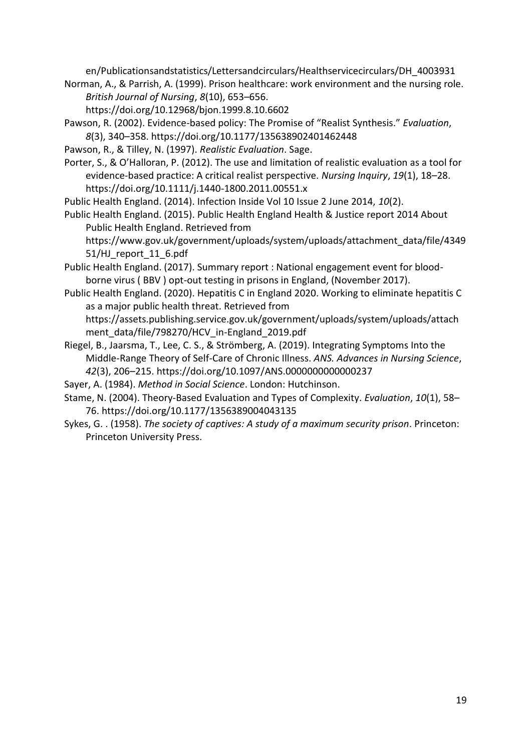en/Publicationsandstatistics/Lettersandcirculars/Healthservicecirculars/DH_4003931

Norman, A., & Parrish, A. (1999). Prison healthcare: work environment and the nursing role. *British Journal of Nursing*, *8*(10), 653–656. https://doi.org/10.12968/bjon.1999.8.10.6602

Pawson, R. (2002). Evidence-based policy: The Promise of "Realist Synthesis." *Evaluation*, *8*(3), 340–358. https://doi.org/10.1177/135638902401462448

Pawson, R., & Tilley, N. (1997). *Realistic Evaluation*. Sage.

Porter, S., & O'Halloran, P. (2012). The use and limitation of realistic evaluation as a tool for evidence-based practice: A critical realist perspective. *Nursing Inquiry*, *19*(1), 18–28. https://doi.org/10.1111/j.1440-1800.2011.00551.x

Public Health England. (2014). Infection Inside Vol 10 Issue 2 June 2014, *10*(2).

Public Health England. (2015). Public Health England Health & Justice report 2014 About Public Health England. Retrieved from https://www.gov.uk/government/uploads/system/uploads/attachment_data/file/434951/HJ_report_11_6.pdf

Public Health England. (2017). Summary report : National engagement event for blood-borne virus ( BBV ) opt-out testing in prisons in England, (November 2017).

Public Health England. (2020). Hepatitis C in England 2020. Working to eliminate hepatitis C as a major public health threat. Retrieved from https://assets.publishing.service.gov.uk/government/uploads/system/uploads/attachment_data/file/798270/HCV_in-England_2019.pdf

Riegel, B., Jaarsma, T., Lee, C. S., & Strömberg, A. (2019). Integrating Symptoms Into the Middle-Range Theory of Self-Care of Chronic Illness. *ANS. Advances in Nursing Science*, *42*(3), 206–215. https://doi.org/10.1097/ANS.0000000000000237

Sayer, A. (1984). *Method in Social Science*. London: Hutchinson.

Stame, N. (2004). Theory-Based Evaluation and Types of Complexity. *Evaluation*, *10*(1), 58–76. https://doi.org/10.1177/1356389004043135

Sykes, G. . (1958). *The society of captives: A study of a maximum security prison*. Princeton: Princeton University Press.